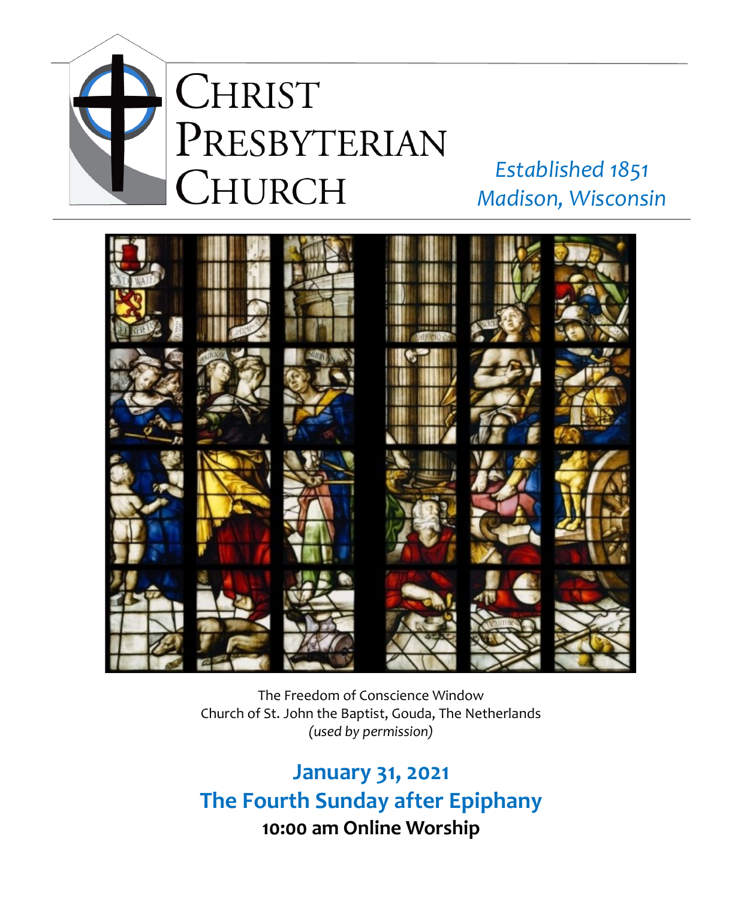# Christ Presbyterian Church

*Established 1851*
*Madison, Wisconsin*

The Freedom of Conscience Window
Church of St. John the Baptist, Gouda, The Netherlands
*(used by permission)*

## January 31, 2021
## The Fourth Sunday after Epiphany

**10:00 am Online Worship**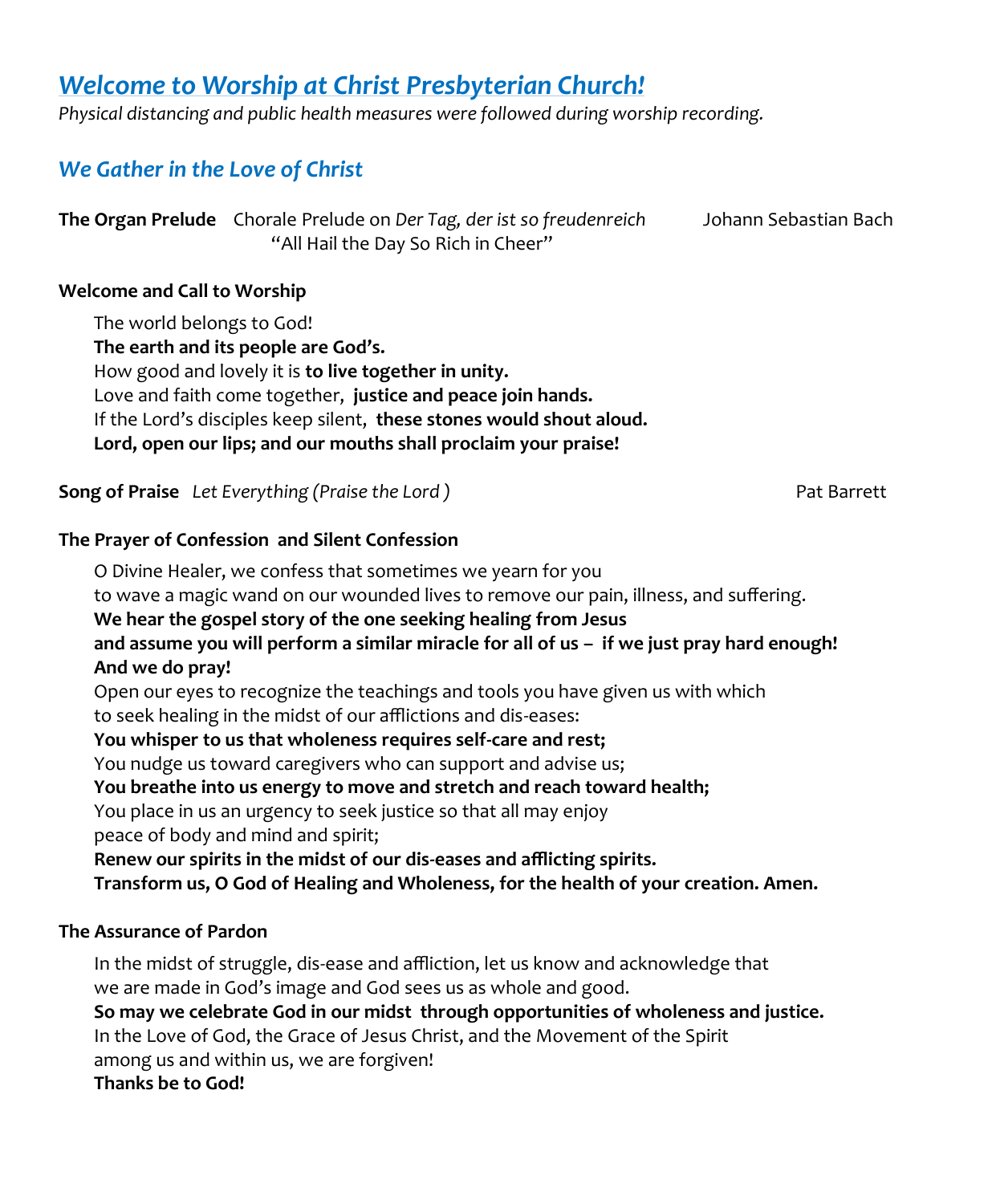## *Welcome to Worship at Christ Presbyterian Church!*

*Physical distancing and public health measures were followed during worship recording.*

### *We Gather in the Love of Christ*

**The Organ Prelude** Chorale Prelude on *Der Tag, der ist so freudenreich* Johann Sebastian Bach
"All Hail the Day So Rich in Cheer"

**Welcome and Call to Worship**

The world belongs to God!
**The earth and its people are God's.**
How good and lovely it is **to live together in unity.**
Love and faith come together, **justice and peace join hands.**
If the Lord's disciples keep silent, **these stones would shout aloud.**
**Lord, open our lips; and our mouths shall proclaim your praise!**

**Song of Praise** *Let Everything (Praise the Lord )* Pat Barrett

**The Prayer of Confession and Silent Confession**

O Divine Healer, we confess that sometimes we yearn for you
to wave a magic wand on our wounded lives to remove our pain, illness, and suffering.
**We hear the gospel story of the one seeking healing from Jesus**
**and assume you will perform a similar miracle for all of us – if we just pray hard enough!**
**And we do pray!**
Open our eyes to recognize the teachings and tools you have given us with which
to seek healing in the midst of our afflictions and dis-eases:
**You whisper to us that wholeness requires self-care and rest;**
You nudge us toward caregivers who can support and advise us;
**You breathe into us energy to move and stretch and reach toward health;**
You place in us an urgency to seek justice so that all may enjoy
peace of body and mind and spirit;
**Renew our spirits in the midst of our dis-eases and afflicting spirits.**
**Transform us, O God of Healing and Wholeness, for the health of your creation. Amen.**

**The Assurance of Pardon**

In the midst of struggle, dis-ease and affliction, let us know and acknowledge that
we are made in God's image and God sees us as whole and good.
**So may we celebrate God in our midst through opportunities of wholeness and justice.**
In the Love of God, the Grace of Jesus Christ, and the Movement of the Spirit
among us and within us, we are forgiven!
**Thanks be to God!**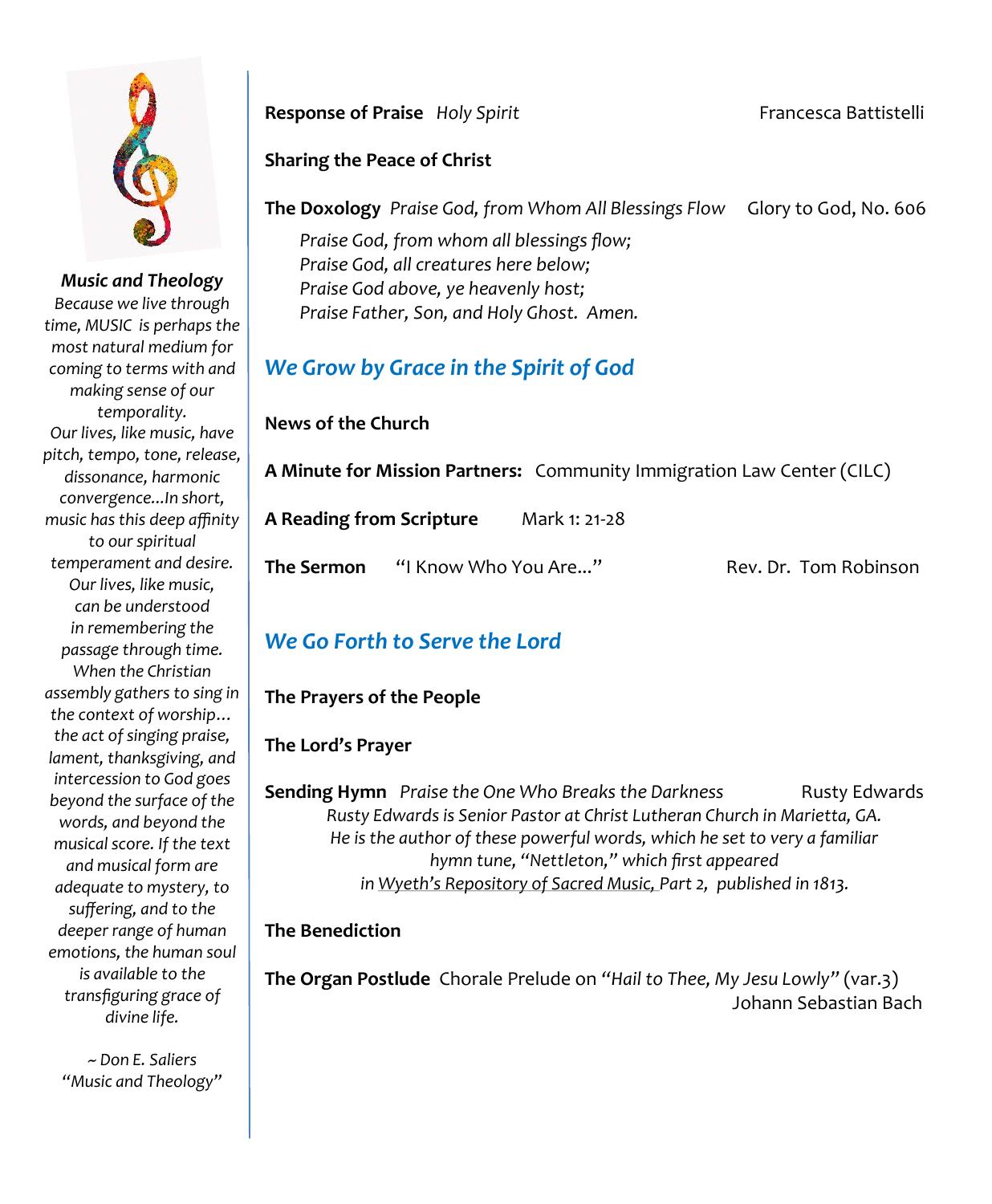***Music and Theology***

*Because we live through time, MUSIC is perhaps the most natural medium for coming to terms with and making sense of our temporality. Our lives, like music, have pitch, tempo, tone, release, dissonance, harmonic convergence...In short, music has this deep affinity to our spiritual temperament and desire. Our lives, like music, can be understood in remembering the passage through time. When the Christian assembly gathers to sing in the context of worship… the act of singing praise, lament, thanksgiving, and intercession to God goes beyond the surface of the words, and beyond the musical score. If the text and musical form are adequate to mystery, to suffering, and to the deeper range of human emotions, the human soul is available to the transfiguring grace of divine life.*

*~ Don E. Saliers "Music and Theology"*

**Response of Praise** *Holy Spirit* Francesca Battistelli

**Sharing the Peace of Christ**

**The Doxology** *Praise God, from Whom All Blessings Flow* Glory to God, No. 606

*Praise God, from whom all blessings flow;*
*Praise God, all creatures here below;*
*Praise God above, ye heavenly host;*
*Praise Father, Son, and Holy Ghost. Amen.*

## *We Grow by Grace in the Spirit of God*

**News of the Church**

**A Minute for Mission Partners:** Community Immigration Law Center (CILC)

**A Reading from Scripture** Mark 1: 21-28

**The Sermon** "I Know Who You Are..." Rev. Dr. Tom Robinson

## *We Go Forth to Serve the Lord*

**The Prayers of the People**

**The Lord's Prayer**

**Sending Hymn** *Praise the One Who Breaks the Darkness* Rusty Edwards

*Rusty Edwards is Senior Pastor at Christ Lutheran Church in Marietta, GA. He is the author of these powerful words, which he set to very a familiar hymn tune, "Nettleton," which first appeared in Wyeth's Repository of Sacred Music, Part 2, published in 1813.*

**The Benediction**

**The Organ Postlude** Chorale Prelude on *"Hail to Thee, My Jesu Lowly"* (var.3)
Johann Sebastian Bach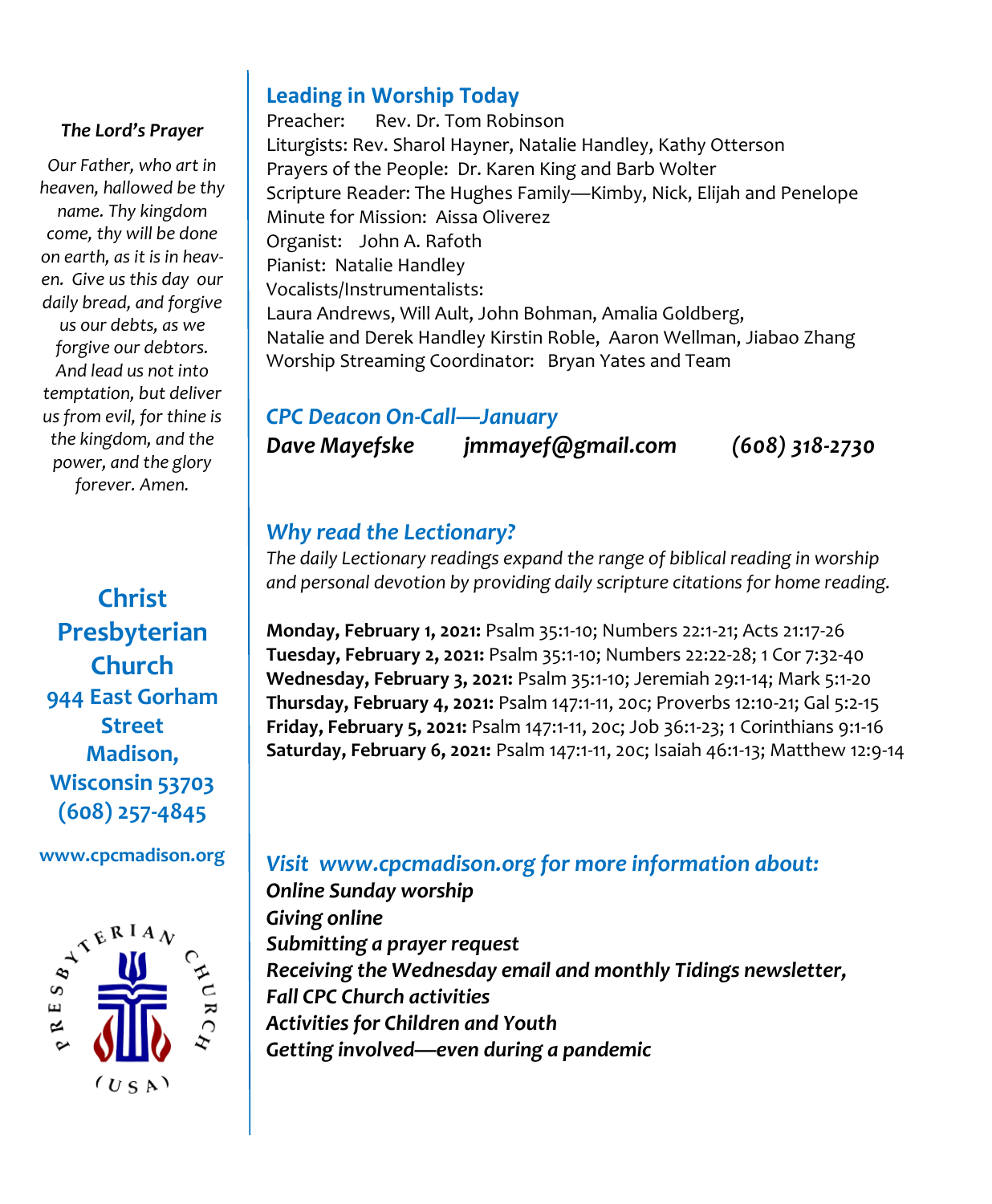*The Lord's Prayer*

*Our Father, who art in heaven, hallowed be thy name. Thy kingdom come, thy will be done on earth, as it is in heaven. Give us this day our daily bread, and forgive us our debts, as we forgive our debtors. And lead us not into temptation, but deliver us from evil, for thine is the kingdom, and the power, and the glory forever. Amen.*

**Christ Presbyterian Church**
**944 East Gorham Street**
**Madison, Wisconsin 53703**
**(608) 257-4845**

**www.cpcmadison.org**

PRESBYTERIAN CHURCH (USA)

## Leading in Worship Today

Preacher: Rev. Dr. Tom Robinson
Liturgists: Rev. Sharol Hayner, Natalie Handley, Kathy Otterson
Prayers of the People: Dr. Karen King and Barb Wolter
Scripture Reader: The Hughes Family—Kimby, Nick, Elijah and Penelope
Minute for Mission: Aissa Oliverez
Organist: John A. Rafoth
Pianist: Natalie Handley
Vocalists/Instrumentalists:
Laura Andrews, Will Ault, John Bohman, Amalia Goldberg,
Natalie and Derek Handley Kirstin Roble, Aaron Wellman, Jiabao Zhang
Worship Streaming Coordinator: Bryan Yates and Team

## *CPC Deacon On-Call—January*

***Dave Mayefske jmmayef@gmail.com (608) 318-2730***

## *Why read the Lectionary?*

*The daily Lectionary readings expand the range of biblical reading in worship and personal devotion by providing daily scripture citations for home reading.*

**Monday, February 1, 2021:** Psalm 35:1-10; Numbers 22:1-21; Acts 21:17-26
**Tuesday, February 2, 2021:** Psalm 35:1-10; Numbers 22:22-28; 1 Cor 7:32-40
**Wednesday, February 3, 2021:** Psalm 35:1-10; Jeremiah 29:1-14; Mark 5:1-20
**Thursday, February 4, 2021:** Psalm 147:1-11, 20c; Proverbs 12:10-21; Gal 5:2-15
**Friday, February 5, 2021:** Psalm 147:1-11, 20c; Job 36:1-23; 1 Corinthians 9:1-16
**Saturday, February 6, 2021:** Psalm 147:1-11, 20c; Isaiah 46:1-13; Matthew 12:9-14

## *Visit www.cpcmadison.org for more information about:*

***Online Sunday worship***
***Giving online***
***Submitting a prayer request***
***Receiving the Wednesday email and monthly Tidings newsletter,***
***Fall CPC Church activities***
***Activities for Children and Youth***
***Getting involved—even during a pandemic***